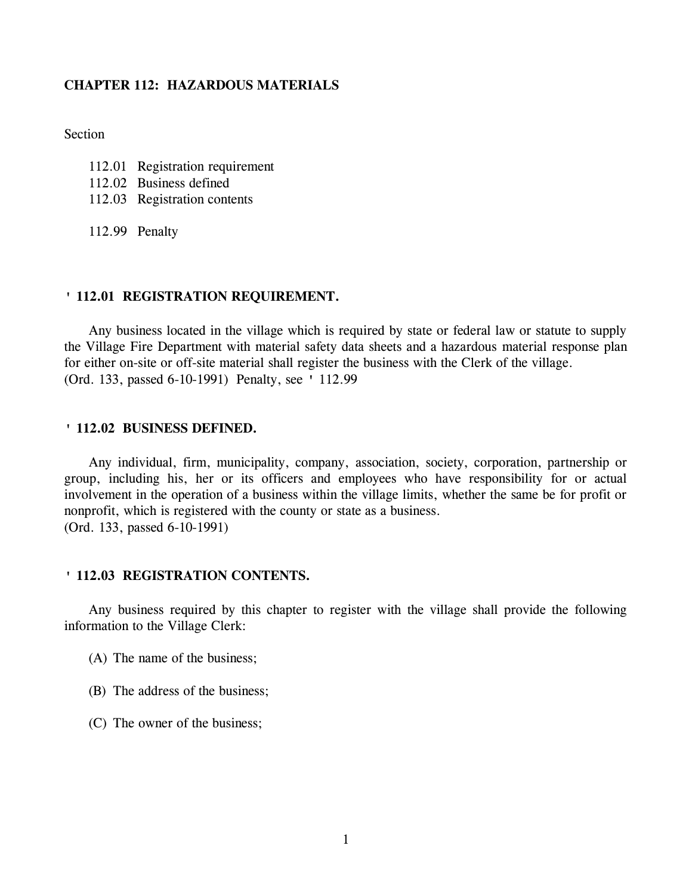# CHAPTER 112: HAZARDOUS MATERIALS

Section

112.01 Registration requirement
112.02 Business defined
112.03 Registration contents

112.99 Penalty

## ' 112.01 REGISTRATION REQUIREMENT.

Any business located in the village which is required by state or federal law or statute to supply the Village Fire Department with material safety data sheets and a hazardous material response plan for either on-site or off-site material shall register the business with the Clerk of the village.
(Ord. 133, passed 6-10-1991) Penalty, see ' 112.99

## ' 112.02 BUSINESS DEFINED.

Any individual, firm, municipality, company, association, society, corporation, partnership or group, including his, her or its officers and employees who have responsibility for or actual involvement in the operation of a business within the village limits, whether the same be for profit or nonprofit, which is registered with the county or state as a business.
(Ord. 133, passed 6-10-1991)

## ' 112.03 REGISTRATION CONTENTS.

Any business required by this chapter to register with the village shall provide the following information to the Village Clerk:

(A) The name of the business;

(B) The address of the business;

(C) The owner of the business;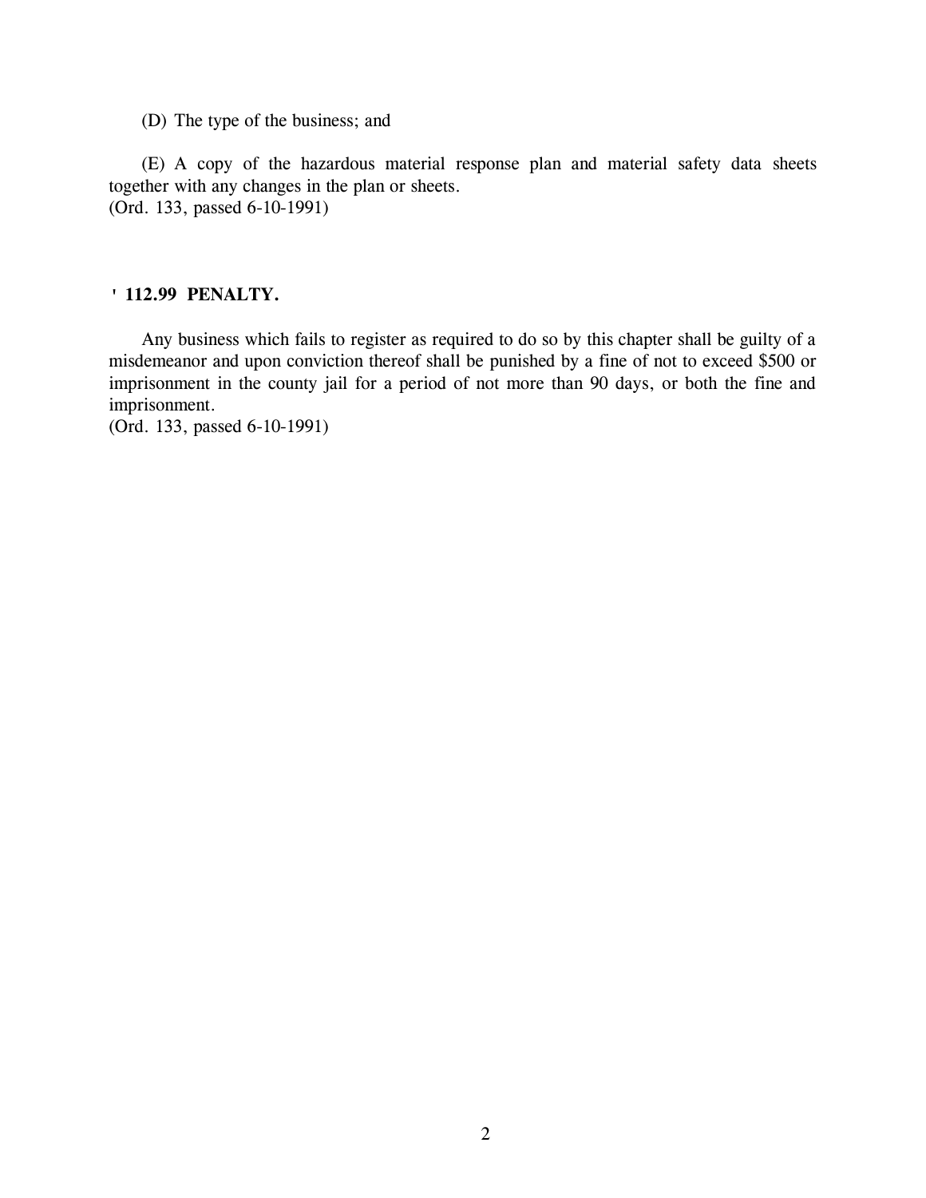(D) The type of the business; and

(E) A copy of the hazardous material response plan and material safety data sheets together with any changes in the plan or sheets.
(Ord. 133, passed 6-10-1991)

**' 112.99 PENALTY.**

Any business which fails to register as required to do so by this chapter shall be guilty of a misdemeanor and upon conviction thereof shall be punished by a fine of not to exceed $500 or imprisonment in the county jail for a period of not more than 90 days, or both the fine and imprisonment.
(Ord. 133, passed 6-10-1991)